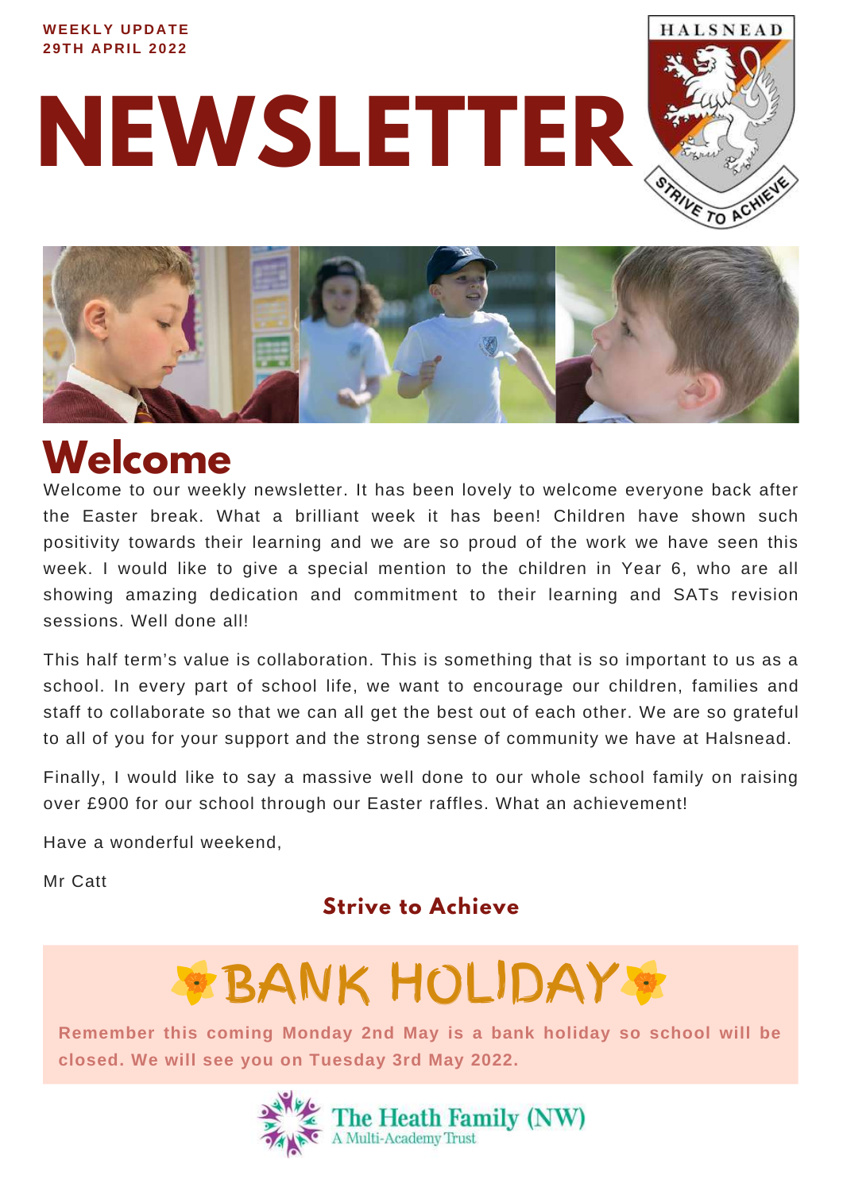**WEEKLY UPDATE**
**29TH APRIL 2022**

# NEWSLETTER

HALSNEAD

STRIVE TO ACHIEVE

## Welcome

Welcome to our weekly newsletter. It has been lovely to welcome everyone back after the Easter break. What a brilliant week it has been! Children have shown such positivity towards their learning and we are so proud of the work we have seen this week. I would like to give a special mention to the children in Year 6, who are all showing amazing dedication and commitment to their learning and SATs revision sessions. Well done all!

This half term's value is collaboration. This is something that is so important to us as a school. In every part of school life, we want to encourage our children, families and staff to collaborate so that we can all get the best out of each other. We are so grateful to all of you for your support and the strong sense of community we have at Halsnead.

Finally, I would like to say a massive well done to our whole school family on raising over £900 for our school through our Easter raffles. What an achievement!

Have a wonderful weekend,

Mr Catt

**Strive to Achieve**

## BANK HOLIDAY

**Remember this coming Monday 2nd May is a bank holiday so school will be closed. We will see you on Tuesday 3rd May 2022.**

The Heath Family (NW)
A Multi-Academy Trust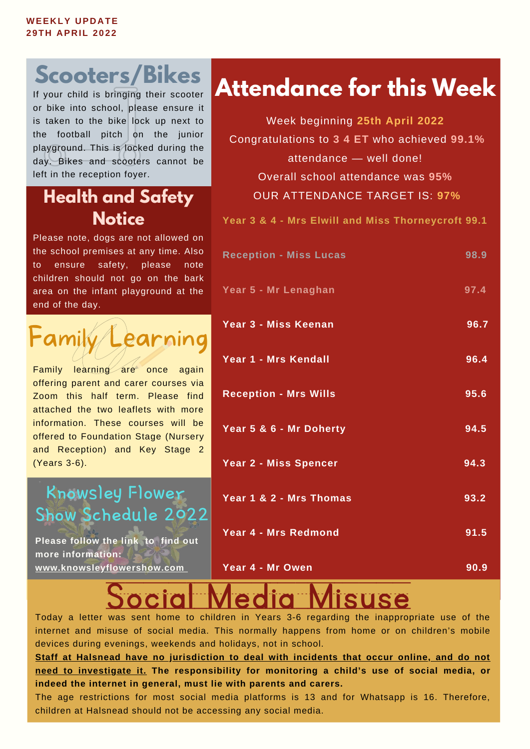**WEEKLY UPDATE**
**29TH APRIL 2022**

## Scooters/Bikes

If your child is bringing their scooter or bike into school, please ensure it is taken to the bike lock up next to the football pitch on the junior playground. This is locked during the day. Bikes and scooters cannot be left in the reception foyer.

## Health and Safety Notice

Please note, dogs are not allowed on the school premises at any time. Also to ensure safety, please note children should not go on the bark area on the infant playground at the end of the day.

## Family Learning

Family learning are once again offering parent and carer courses via Zoom this half term. Please find attached the two leaflets with more information. These courses will be offered to Foundation Stage (Nursery and Reception) and Key Stage 2 (Years 3-6).

## Knowsley Flower Show Schedule 2022

**Please follow the link to find out more information:**
**www.knowsleyflowershow.com**

## Attendance for this Week

Week beginning **25th April 2022**

Congratulations to **3 4 ET** who achieved **99.1%** attendance — well done!

Overall school attendance was **95%**

OUR ATTENDANCE TARGET IS: **97%**

| Class | Attendance |
|---|---|
| **Year 3 & 4 - Mrs Elwill and Miss Thorneycroft** | **99.1** |
| **Reception - Miss Lucas** | **98.9** |
| **Year 5 - Mr Lenaghan** | **97.4** |
| **Year 3 - Miss Keenan** | **96.7** |
| **Year 1 - Mrs Kendall** | **96.4** |
| **Reception - Mrs Wills** | **95.6** |
| **Year 5 & 6 - Mr Doherty** | **94.5** |
| **Year 2 - Miss Spencer** | **94.3** |
| **Year 1 & 2 - Mrs Thomas** | **93.2** |
| **Year 4 - Mrs Redmond** | **91.5** |
| **Year 4 - Mr Owen** | **90.9** |

## Social Media Misuse

Today a letter was sent home to children in Years 3-6 regarding the inappropriate use of the internet and misuse of social media. This normally happens from home or on children's mobile devices during evenings, weekends and holidays, not in school.

**Staff at Halsnead have no jurisdiction to deal with incidents that occur online, and do not need to investigate it. The responsibility for monitoring a child's use of social media, or indeed the internet in general, must lie with parents and carers.**

The age restrictions for most social media platforms is 13 and for Whatsapp is 16. Therefore, children at Halsnead should not be accessing any social media.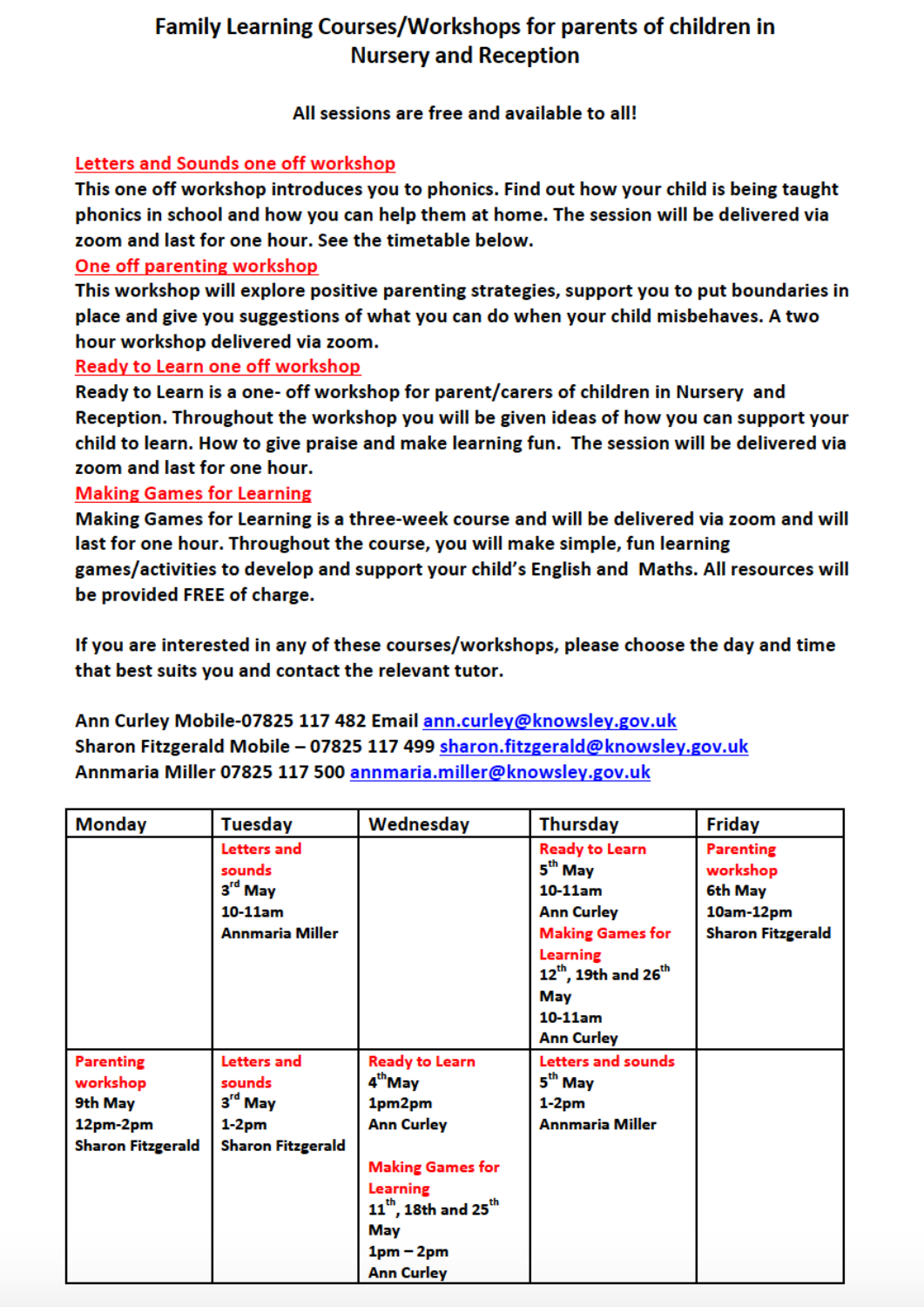# Family Learning Courses/Workshops for parents of children in Nursery and Reception

**All sessions are free and available to all!**

**Letters and Sounds one off workshop**

**This one off workshop introduces you to phonics. Find out how your child is being taught phonics in school and how you can help them at home. The session will be delivered via zoom and last for one hour. See the timetable below.**

**One off parenting workshop**

**This workshop will explore positive parenting strategies, support you to put boundaries in place and give you suggestions of what you can do when your child misbehaves. A two hour workshop delivered via zoom.**

**Ready to Learn one off workshop**

**Ready to Learn is a one- off workshop for parent/carers of children in Nursery and Reception. Throughout the workshop you will be given ideas of how you can support your child to learn. How to give praise and make learning fun. The session will be delivered via zoom and last for one hour.**

**Making Games for Learning**

**Making Games for Learning is a three-week course and will be delivered via zoom and will last for one hour. Throughout the course, you will make simple, fun learning games/activities to develop and support your child's English and Maths. All resources will be provided FREE of charge.**

**If you are interested in any of these courses/workshops, please choose the day and time that best suits you and contact the relevant tutor.**

**Ann Curley Mobile-07825 117 482 Email ann.curley@knowsley.gov.uk**
**Sharon Fitzgerald Mobile – 07825 117 499 sharon.fitzgerald@knowsley.gov.uk**
**Annmaria Miller 07825 117 500 annmaria.miller@knowsley.gov.uk**

| Monday | Tuesday | Wednesday | Thursday | Friday |
|---|---|---|---|---|
| | **Letters and sounds** 3rd May 10-11am Annmaria Miller | | **Ready to Learn** 5th May 10-11am Ann Curley **Making Games for Learning** 12th, 19th and 26th May 10-11am Ann Curley | **Parenting workshop** 6th May 10am-12pm Sharon Fitzgerald |
| **Parenting workshop** 9th May 12pm-2pm Sharon Fitzgerald | **Letters and sounds** 3rd May 1-2pm Sharon Fitzgerald | **Ready to Learn** 4th May 1pm2pm Ann Curley **Making Games for Learning** 11th, 18th and 25th May 1pm – 2pm Ann Curley | **Letters and sounds** 5th May 1-2pm Annmaria Miller | |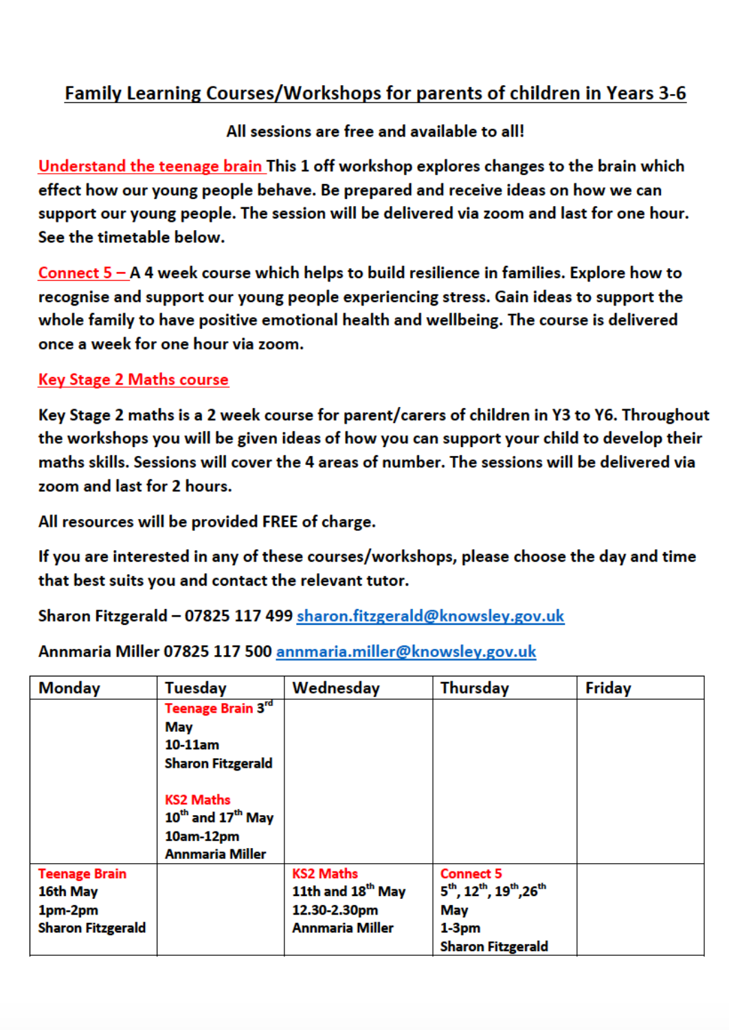# Family Learning Courses/Workshops for parents of children in Years 3-6

**All sessions are free and available to all!**

**Understand the teenage brain** This 1 off workshop explores changes to the brain which effect how our young people behave. Be prepared and receive ideas on how we can support our young people. The session will be delivered via zoom and last for one hour. See the timetable below.

**Connect 5 –** A 4 week course which helps to build resilience in families. Explore how to recognise and support our young people experiencing stress. Gain ideas to support the whole family to have positive emotional health and wellbeing. The course is delivered once a week for one hour via zoom.

**Key Stage 2 Maths course**

Key Stage 2 maths is a 2 week course for parent/carers of children in Y3 to Y6. Throughout the workshops you will be given ideas of how you can support your child to develop their maths skills. Sessions will cover the 4 areas of number. The sessions will be delivered via zoom and last for 2 hours.

All resources will be provided FREE of charge.

If you are interested in any of these courses/workshops, please choose the day and time that best suits you and contact the relevant tutor.

Sharon Fitzgerald – 07825 117 499 sharon.fitzgerald@knowsley.gov.uk

Annmaria Miller 07825 117 500 annmaria.miller@knowsley.gov.uk

| Monday | Tuesday | Wednesday | Thursday | Friday |
|---|---|---|---|---|
| | Teenage Brain 3rd May 10-11am Sharon Fitzgerald<br><br>KS2 Maths 10th and 17th May 10am-12pm Annmaria Miller | | | |
| Teenage Brain 16th May 1pm-2pm Sharon Fitzgerald | | KS2 Maths 11th and 18th May 12.30-2.30pm Annmaria Miller | Connect 5 5th, 12th, 19th, 26th May 1-3pm Sharon Fitzgerald | |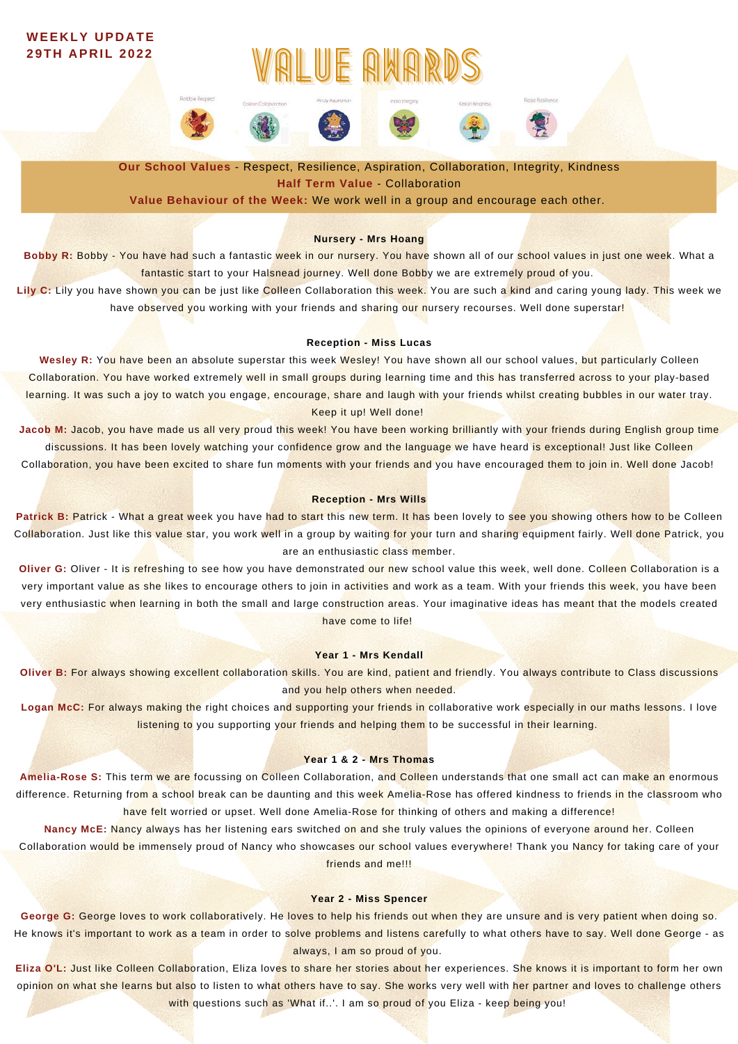**WEEKLY UPDATE**
**29TH APRIL 2022**

# VALUE AWARDS

Robbie Respect · Colleen Collaboration · Andy Aspiration · Indio Integrity · Kelon Kindness · Rosie Resilience

**Our School Values** - Respect, Resilience, Aspiration, Collaboration, Integrity, Kindness
**Half Term Value** - Collaboration
**Value Behaviour of the Week:** We work well in a group and encourage each other.

### Nursery - Mrs Hoang

**Bobby R:** Bobby - You have had such a fantastic week in our nursery. You have shown all of our school values in just one week. What a fantastic start to your Halsnead journey. Well done Bobby we are extremely proud of you.

**Lily C:** Lily you have shown you can be just like Colleen Collaboration this week. You are such a kind and caring young lady. This week we have observed you working with your friends and sharing our nursery recourses. Well done superstar!

### Reception - Miss Lucas

**Wesley R:** You have been an absolute superstar this week Wesley! You have shown all our school values, but particularly Colleen Collaboration. You have worked extremely well in small groups during learning time and this has transferred across to your play-based learning. It was such a joy to watch you engage, encourage, share and laugh with your friends whilst creating bubbles in our water tray. Keep it up! Well done!

**Jacob M:** Jacob, you have made us all very proud this week! You have been working brilliantly with your friends during English group time discussions. It has been lovely watching your confidence grow and the language we have heard is exceptional! Just like Colleen Collaboration, you have been excited to share fun moments with your friends and you have encouraged them to join in. Well done Jacob!

### Reception - Mrs Wills

**Patrick B:** Patrick - What a great week you have had to start this new term. It has been lovely to see you showing others how to be Colleen Collaboration. Just like this value star, you work well in a group by waiting for your turn and sharing equipment fairly. Well done Patrick, you are an enthusiastic class member.

**Oliver G:** Oliver - It is refreshing to see how you have demonstrated our new school value this week, well done. Colleen Collaboration is a very important value as she likes to encourage others to join in activities and work as a team. With your friends this week, you have been very enthusiastic when learning in both the small and large construction areas. Your imaginative ideas has meant that the models created have come to life!

### Year 1 - Mrs Kendall

**Oliver B:** For always showing excellent collaboration skills. You are kind, patient and friendly. You always contribute to Class discussions and you help others when needed.

**Logan McC:** For always making the right choices and supporting your friends in collaborative work especially in our maths lessons. I love listening to you supporting your friends and helping them to be successful in their learning.

### Year 1 & 2 - Mrs Thomas

**Amelia-Rose S:** This term we are focussing on Colleen Collaboration, and Colleen understands that one small act can make an enormous difference. Returning from a school break can be daunting and this week Amelia-Rose has offered kindness to friends in the classroom who have felt worried or upset. Well done Amelia-Rose for thinking of others and making a difference!

**Nancy McE:** Nancy always has her listening ears switched on and she truly values the opinions of everyone around her. Colleen Collaboration would be immensely proud of Nancy who showcases our school values everywhere! Thank you Nancy for taking care of your friends and me!!!

### Year 2 - Miss Spencer

**George G:** George loves to work collaboratively. He loves to help his friends out when they are unsure and is very patient when doing so. He knows it's important to work as a team in order to solve problems and listens carefully to what others have to say. Well done George - as always, I am so proud of you.

**Eliza O'L:** Just like Colleen Collaboration, Eliza loves to share her stories about her experiences. She knows it is important to form her own opinion on what she learns but also to listen to what others have to say. She works very well with her partner and loves to challenge others with questions such as 'What if..'. I am so proud of you Eliza - keep being you!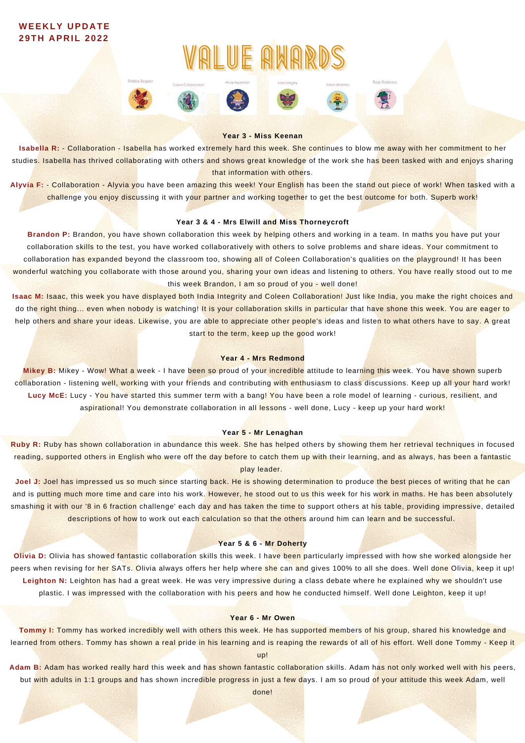**WEEKLY UPDATE**
**29TH APRIL 2022**

# VALUE AWARDS

Robbie Respect · Coleen Collaboration · Andy Aspiration · India Integrity · Keiran Kindness · Rosie Resilience

### Year 3 - Miss Keenan

**Isabella R:** - Collaboration - Isabella has worked extremely hard this week. She continues to blow me away with her commitment to her studies. Isabella has thrived collaborating with others and shows great knowledge of the work she has been tasked with and enjoys sharing that information with others.

**Alyvia F:** - Collaboration - Alyvia you have been amazing this week! Your English has been the stand out piece of work! When tasked with a challenge you enjoy discussing it with your partner and working together to get the best outcome for both. Superb work!

### Year 3 & 4 - Mrs Elwill and Miss Thorneycroft

**Brandon P:** Brandon, you have shown collaboration this week by helping others and working in a team. In maths you have put your collaboration skills to the test, you have worked collaboratively with others to solve problems and share ideas. Your commitment to collaboration has expanded beyond the classroom too, showing all of Coleen Collaboration's qualities on the playground! It has been wonderful watching you collaborate with those around you, sharing your own ideas and listening to others. You have really stood out to me this week Brandon, I am so proud of you - well done!

**Isaac M:** Isaac, this week you have displayed both India Integrity and Coleen Collaboration! Just like India, you make the right choices and do the right thing... even when nobody is watching! It is your collaboration skills in particular that have shone this week. You are eager to help others and share your ideas. Likewise, you are able to appreciate other people's ideas and listen to what others have to say. A great start to the term, keep up the good work!

### Year 4 - Mrs Redmond

**Mikey B:** Mikey - Wow! What a week - I have been so proud of your incredible attitude to learning this week. You have shown superb collaboration - listening well, working with your friends and contributing with enthusiasm to class discussions. Keep up all your hard work!

**Lucy McE:** Lucy - You have started this summer term with a bang! You have been a role model of learning - curious, resilient, and aspirational! You demonstrate collaboration in all lessons - well done, Lucy - keep up your hard work!

### Year 5 - Mr Lenaghan

**Ruby R:** Ruby has shown collaboration in abundance this week. She has helped others by showing them her retrieval techniques in focused reading, supported others in English who were off the day before to catch them up with their learning, and as always, has been a fantastic play leader.

**Joel J:** Joel has impressed us so much since starting back. He is showing determination to produce the best pieces of writing that he can and is putting much more time and care into his work. However, he stood out to us this week for his work in maths. He has been absolutely smashing it with our '8 in 6 fraction challenge' each day and has taken the time to support others at his table, providing impressive, detailed descriptions of how to work out each calculation so that the others around him can learn and be successful.

### Year 5 & 6 - Mr Doherty

**Olivia D:** Olivia has showed fantastic collaboration skills this week. I have been particularly impressed with how she worked alongside her peers when revising for her SATs. Olivia always offers her help where she can and gives 100% to all she does. Well done Olivia, keep it up!

**Leighton N:** Leighton has had a great week. He was very impressive during a class debate where he explained why we shouldn't use plastic. I was impressed with the collaboration with his peers and how he conducted himself. Well done Leighton, keep it up!

### Year 6 - Mr Owen

**Tommy I:** Tommy has worked incredibly well with others this week. He has supported members of his group, shared his knowledge and learned from others. Tommy has shown a real pride in his learning and is reaping the rewards of all of his effort. Well done Tommy - Keep it up!

**Adam B:** Adam has worked really hard this week and has shown fantastic collaboration skills. Adam has not only worked well with his peers, but with adults in 1:1 groups and has shown incredible progress in just a few days. I am so proud of your attitude this week Adam, well done!